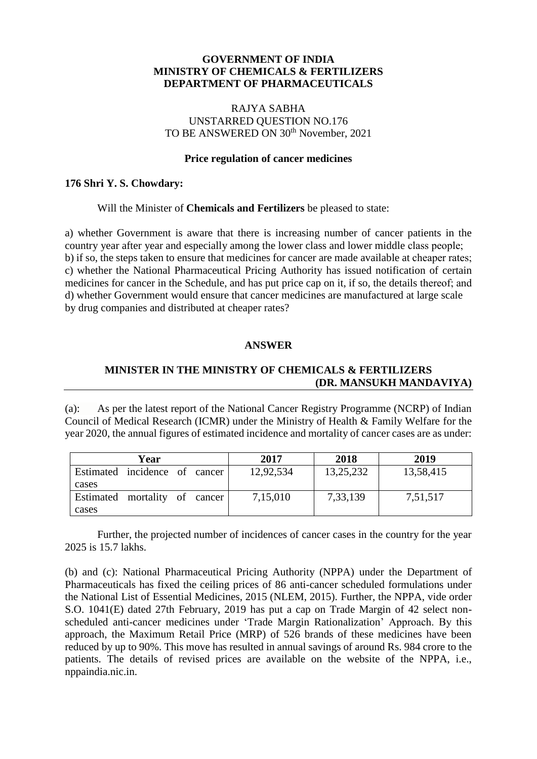**GOVERNMENT OF INDIA**
**MINISTRY OF CHEMICALS & FERTILIZERS**
**DEPARTMENT OF PHARMACEUTICALS**

RAJYA SABHA
UNSTARRED QUESTION NO.176
TO BE ANSWERED ON 30th November, 2021

**Price regulation of cancer medicines**

**176 Shri Y. S. Chowdary:**

Will the Minister of **Chemicals and Fertilizers** be pleased to state:

a) whether Government is aware that there is increasing number of cancer patients in the country year after year and especially among the lower class and lower middle class people;
b) if so, the steps taken to ensure that medicines for cancer are made available at cheaper rates;
c) whether the National Pharmaceutical Pricing Authority has issued notification of certain medicines for cancer in the Schedule, and has put price cap on it, if so, the details thereof; and
d) whether Government would ensure that cancer medicines are manufactured at large scale by drug companies and distributed at cheaper rates?

**ANSWER**

**MINISTER IN THE MINISTRY OF CHEMICALS & FERTILIZERS**
**(DR. MANSUKH MANDAVIYA)**

(a): As per the latest report of the National Cancer Registry Programme (NCRP) of Indian Council of Medical Research (ICMR) under the Ministry of Health & Family Welfare for the year 2020, the annual figures of estimated incidence and mortality of cancer cases are as under:

| Year | 2017 | 2018 | 2019 |
|---|---|---|---|
| Estimated incidence of cancer cases | 12,92,534 | 13,25,232 | 13,58,415 |
| Estimated mortality of cancer cases | 7,15,010 | 7,33,139 | 7,51,517 |

Further, the projected number of incidences of cancer cases in the country for the year 2025 is 15.7 lakhs.

(b) and (c): National Pharmaceutical Pricing Authority (NPPA) under the Department of Pharmaceuticals has fixed the ceiling prices of 86 anti-cancer scheduled formulations under the National List of Essential Medicines, 2015 (NLEM, 2015). Further, the NPPA, vide order S.O. 1041(E) dated 27th February, 2019 has put a cap on Trade Margin of 42 select non-scheduled anti-cancer medicines under 'Trade Margin Rationalization' Approach. By this approach, the Maximum Retail Price (MRP) of 526 brands of these medicines have been reduced by up to 90%. This move has resulted in annual savings of around Rs. 984 crore to the patients. The details of revised prices are available on the website of the NPPA, i.e., nppaindia.nic.in.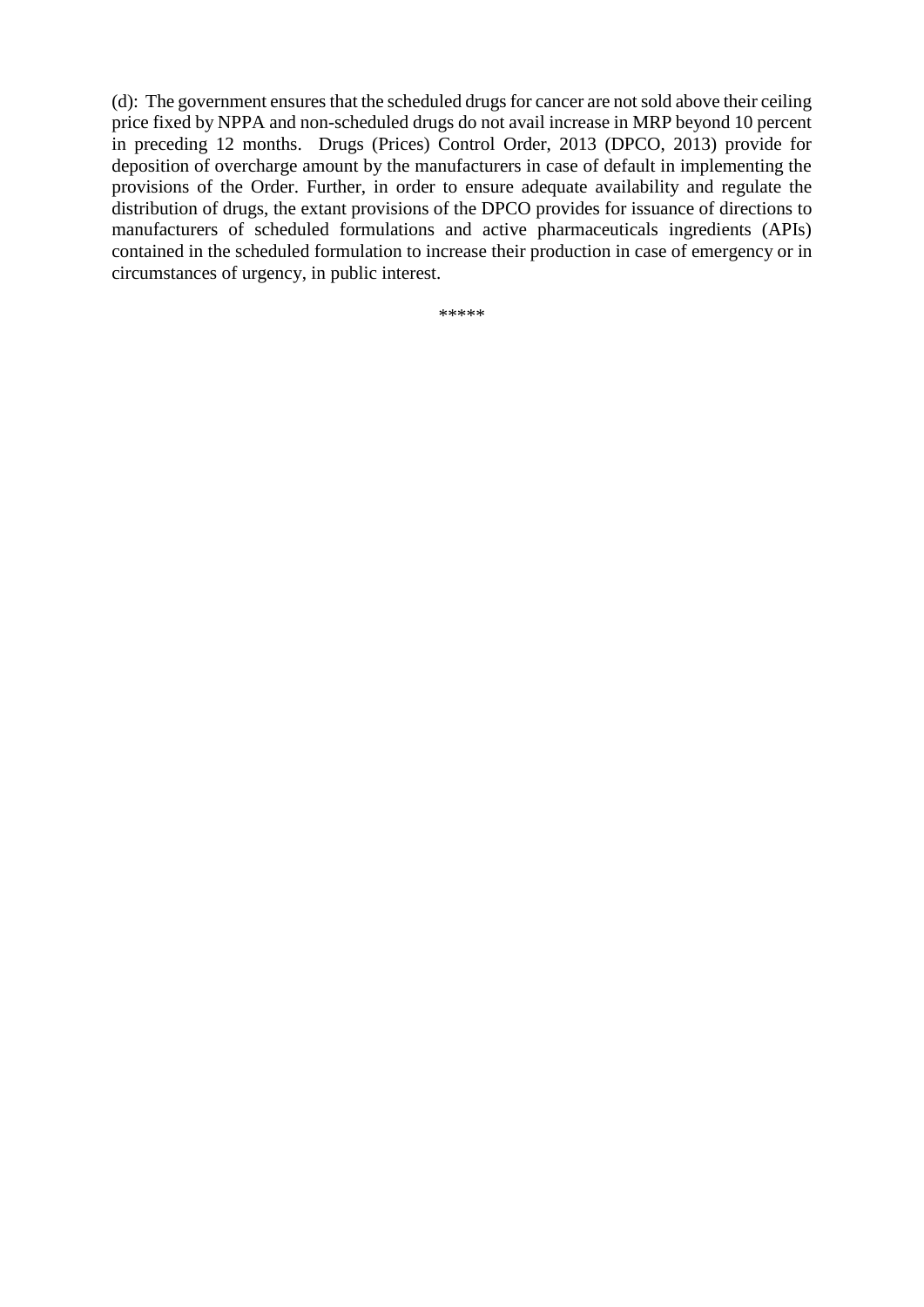(d): The government ensures that the scheduled drugs for cancer are not sold above their ceiling price fixed by NPPA and non-scheduled drugs do not avail increase in MRP beyond 10 percent in preceding 12 months. Drugs (Prices) Control Order, 2013 (DPCO, 2013) provide for deposition of overcharge amount by the manufacturers in case of default in implementing the provisions of the Order. Further, in order to ensure adequate availability and regulate the distribution of drugs, the extant provisions of the DPCO provides for issuance of directions to manufacturers of scheduled formulations and active pharmaceuticals ingredients (APIs) contained in the scheduled formulation to increase their production in case of emergency or in circumstances of urgency, in public interest.

*****